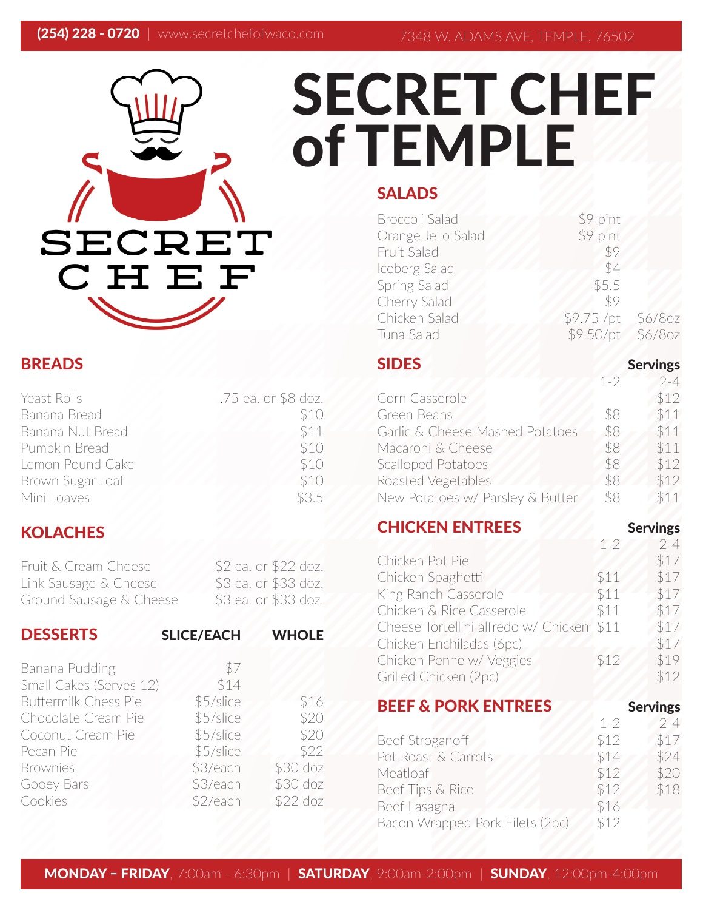(254) 228 - 0720 | www.secretchefofwaco.com    7348 W. ADAMS AVE, TEMPLE, 76502

# SECRET CHEF of TEMPLE

SECRET CHEF

## BREADS

| Item | Price |
|---|---|
| Yeast Rolls | .75 ea. or $8 doz. |
| Banana Bread | $10 |
| Banana Nut Bread | $11 |
| Pumpkin Bread | $10 |
| Lemon Pound Cake | $10 |
| Brown Sugar Loaf | $10 |
| Mini Loaves | $3.5 |

## KOLACHES

| Item | Price |
|---|---|
| Fruit & Cream Cheese | $2 ea. or $22 doz. |
| Link Sausage & Cheese | $3 ea. or $33 doz. |
| Ground Sausage & Cheese | $3 ea. or $33 doz. |

## DESSERTS

| Item | SLICE/EACH | WHOLE |
|---|---|---|
| Banana Pudding | $7 | |
| Small Cakes (Serves 12) | $14 | |
| Buttermilk Chess Pie | $5/slice | $16 |
| Chocolate Cream Pie | $5/slice | $20 |
| Coconut Cream Pie | $5/slice | $20 |
| Pecan Pie | $5/slice | $22 |
| Brownies | $3/each | $30 doz |
| Gooey Bars | $3/each | $30 doz |
| Cookies | $2/each | $22 doz |

## SALADS

| Item | Price | |
|---|---|---|
| Broccoli Salad | $9 pint | |
| Orange Jello Salad | $9 pint | |
| Fruit Salad | $9 | |
| Iceberg Salad | $4 | |
| Spring Salad | $5.5 | |
| Cherry Salad | $9 | |
| Chicken Salad | $9.75 /pt | $6/8oz |
| Tuna Salad | $9.50/pt | $6/8oz |

## SIDES

| Item | Servings 1-2 | Servings 2-4 |
|---|---|---|
| Corn Casserole | | $12 |
| Green Beans | $8 | $11 |
| Garlic & Cheese Mashed Potatoes | $8 | $11 |
| Macaroni & Cheese | $8 | $11 |
| Scalloped Potatoes | $8 | $12 |
| Roasted Vegetables | $8 | $12 |
| New Potatoes w/ Parsley & Butter | $8 | $11 |

## CHICKEN ENTREES

| Item | Servings 1-2 | Servings 2-4 |
|---|---|---|
| Chicken Pot Pie | | $17 |
| Chicken Spaghetti | $11 | $17 |
| King Ranch Casserole | $11 | $17 |
| Chicken & Rice Casserole | $11 | $17 |
| Cheese Tortellini alfredo w/ Chicken | $11 | $17 |
| Chicken Enchiladas (6pc) | | $17 |
| Chicken Penne w/ Veggies | $12 | $19 |
| Grilled Chicken (2pc) | | $12 |

## BEEF & PORK ENTREES

| Item | Servings 1-2 | Servings 2-4 |
|---|---|---|
| Beef Stroganoff | $12 | $17 |
| Pot Roast & Carrots | $14 | $24 |
| Meatloaf | $12 | $20 |
| Beef Tips & Rice | $12 | $18 |
| Beef Lasagna | $16 | |
| Bacon Wrapped Pork Filets (2pc) | $12 | |

**MONDAY – FRIDAY**, 7:00am - 6:30pm | **SATURDAY**, 9:00am-2:00pm | **SUNDAY**, 12:00pm-4:00pm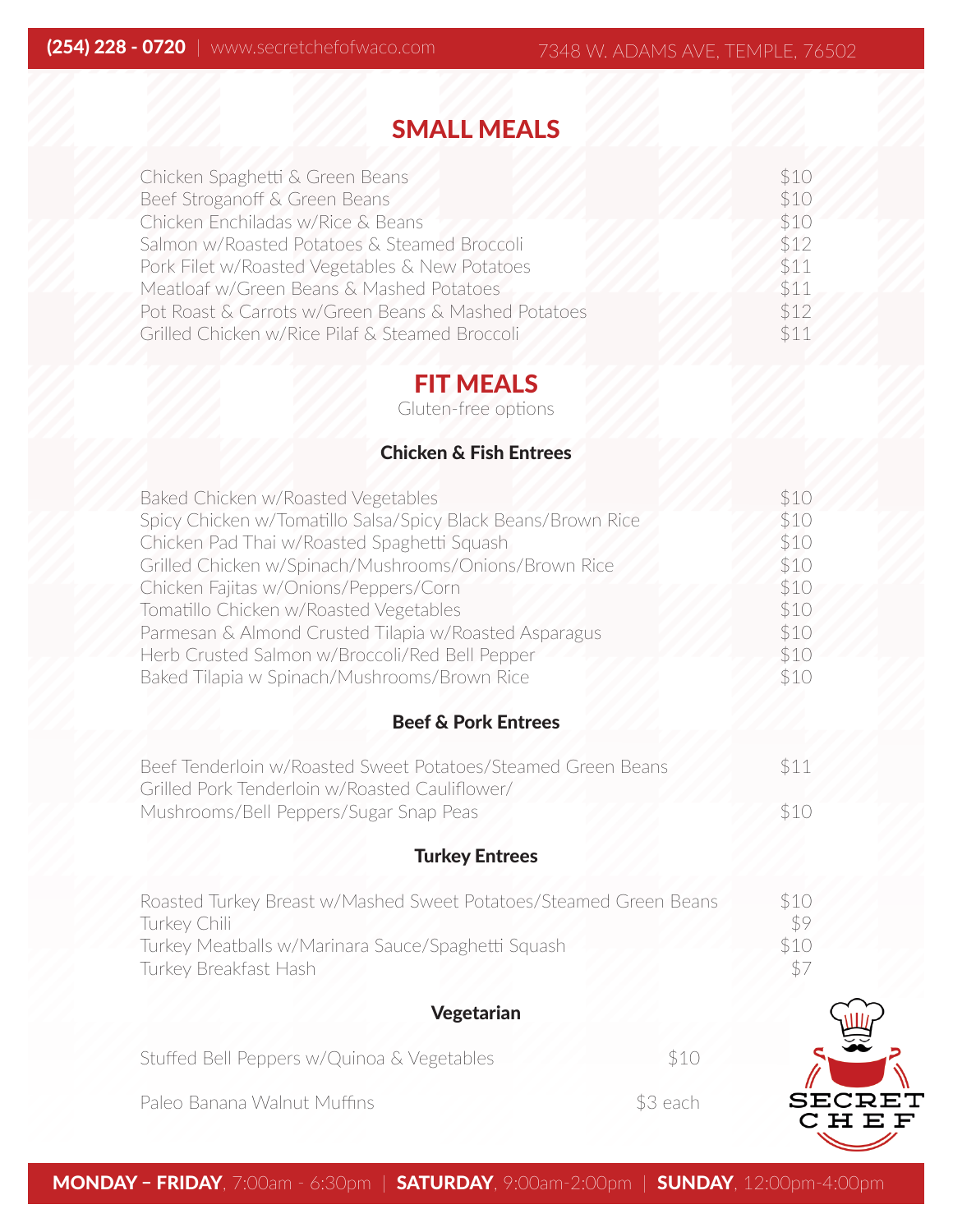(254) 228 - 0720 | www.secretchefofwaco.com 7348 W. ADAMS AVE, TEMPLE, 76502

## SMALL MEALS

| | |
|---|---|
| Chicken Spaghetti & Green Beans | $10 |
| Beef Stroganoff & Green Beans | $10 |
| Chicken Enchiladas w/Rice & Beans | $10 |
| Salmon w/Roasted Potatoes & Steamed Broccoli | $12 |
| Pork Filet w/Roasted Vegetables & New Potatoes | $11 |
| Meatloaf w/Green Beans & Mashed Potatoes | $11 |
| Pot Roast & Carrots w/Green Beans & Mashed Potatoes | $12 |
| Grilled Chicken w/Rice Pilaf & Steamed Broccoli | $11 |

## FIT MEALS

Gluten-free options

### Chicken & Fish Entrees

| | |
|---|---|
| Baked Chicken w/Roasted Vegetables | $10 |
| Spicy Chicken w/Tomatillo Salsa/Spicy Black Beans/Brown Rice | $10 |
| Chicken Pad Thai w/Roasted Spaghetti Squash | $10 |
| Grilled Chicken w/Spinach/Mushrooms/Onions/Brown Rice | $10 |
| Chicken Fajitas w/Onions/Peppers/Corn | $10 |
| Tomatillo Chicken w/Roasted Vegetables | $10 |
| Parmesan & Almond Crusted Tilapia w/Roasted Asparagus | $10 |
| Herb Crusted Salmon w/Broccoli/Red Bell Pepper | $10 |
| Baked Tilapia w Spinach/Mushrooms/Brown Rice | $10 |

### Beef & Pork Entrees

| | |
|---|---|
| Beef Tenderloin w/Roasted Sweet Potatoes/Steamed Green Beans | $11 |
| Grilled Pork Tenderloin w/Roasted Cauliflower/ Mushrooms/Bell Peppers/Sugar Snap Peas | $10 |

### Turkey Entrees

| | |
|---|---|
| Roasted Turkey Breast w/Mashed Sweet Potatoes/Steamed Green Beans | $10 |
| Turkey Chili | $9 |
| Turkey Meatballs w/Marinara Sauce/Spaghetti Squash | $10 |
| Turkey Breakfast Hash | $7 |

### Vegetarian

| | |
|---|---|
| Stuffed Bell Peppers w/Quinoa & Vegetables | $10 |
| Paleo Banana Walnut Muffins | $3 each |

SECRET CHEF

**MONDAY – FRIDAY**, 7:00am - 6:30pm | **SATURDAY**, 9:00am-2:00pm | **SUNDAY**, 12:00pm-4:00pm